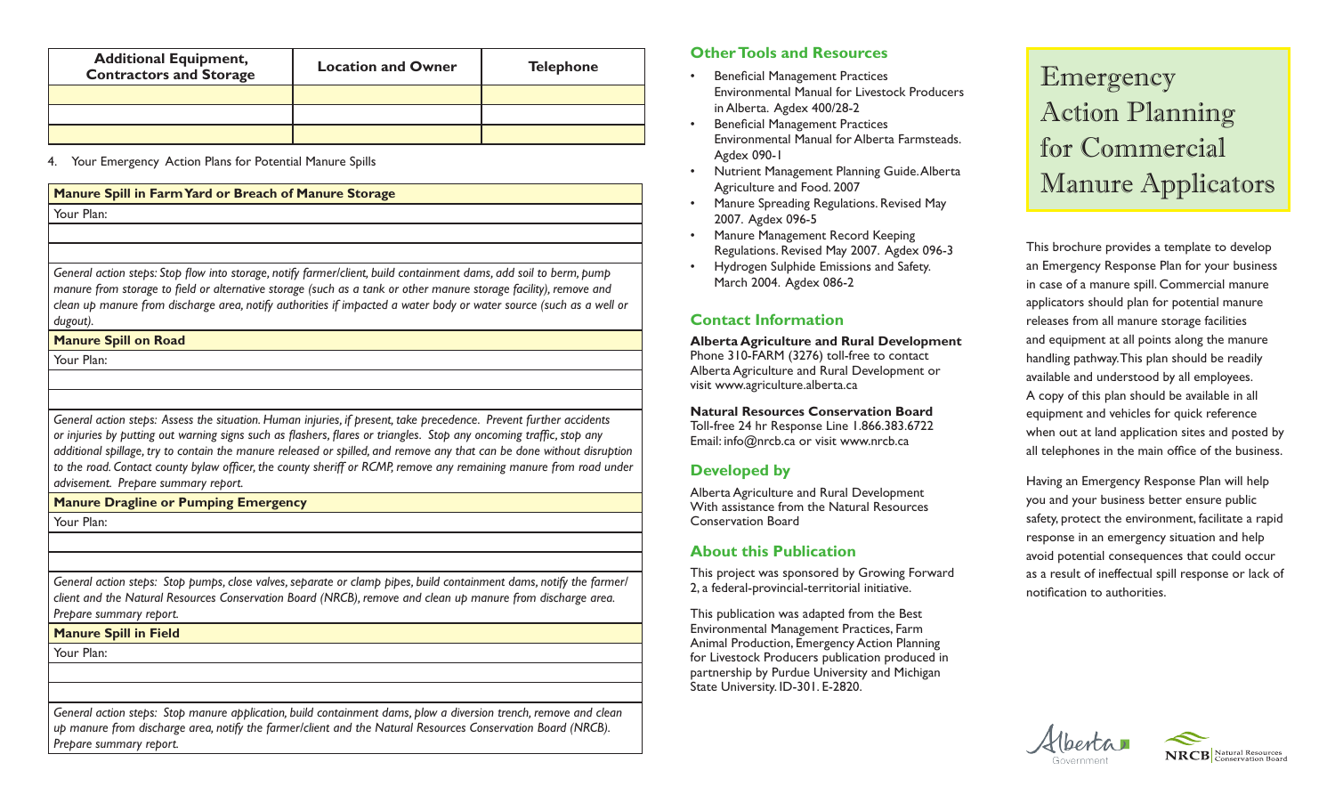| Additional Equipment, Contractors and Storage | Location and Owner | Telephone |
|---|---|---|
| | | |
| | | |
| | | |

4. Your Emergency Action Plans for Potential Manure Spills

**Manure Spill in Farm Yard or Breach of Manure Storage**

Your Plan:

*General action steps: Stop flow into storage, notify farmer/client, build containment dams, add soil to berm, pump manure from storage to field or alternative storage (such as a tank or other manure storage facility), remove and clean up manure from discharge area, notify authorities if impacted a water body or water source (such as a well or dugout).*

**Manure Spill on Road**

Your Plan:

*General action steps: Assess the situation. Human injuries, if present, take precedence. Prevent further accidents or injuries by putting out warning signs such as flashers, flares or triangles. Stop any oncoming traffic, stop any additional spillage, try to contain the manure released or spilled, and remove any that can be done without disruption to the road. Contact county bylaw officer, the county sheriff or RCMP, remove any remaining manure from road under advisement. Prepare summary report.*

**Manure Dragline or Pumping Emergency**

Your Plan:

*General action steps: Stop pumps, close valves, separate or clamp pipes, build containment dams, notify the farmer/client and the Natural Resources Conservation Board (NRCB), remove and clean up manure from discharge area. Prepare summary report.*

**Manure Spill in Field**

Your Plan:

*General action steps: Stop manure application, build containment dams, plow a diversion trench, remove and clean up manure from discharge area, notify the farmer/client and the Natural Resources Conservation Board (NRCB). Prepare summary report.*

## Other Tools and Resources

- Beneficial Management Practices Environmental Manual for Livestock Producers in Alberta. Agdex 400/28-2
- Beneficial Management Practices Environmental Manual for Alberta Farmsteads. Agdex 090-1
- Nutrient Management Planning Guide. Alberta Agriculture and Food. 2007
- Manure Spreading Regulations. Revised May 2007. Agdex 096-5
- Manure Management Record Keeping Regulations. Revised May 2007. Agdex 096-3
- Hydrogen Sulphide Emissions and Safety. March 2004. Agdex 086-2

## Contact Information

**Alberta Agriculture and Rural Development**
Phone 310-FARM (3276) toll-free to contact Alberta Agriculture and Rural Development or visit www.agriculture.alberta.ca

**Natural Resources Conservation Board**
Toll-free 24 hr Response Line 1.866.383.6722
Email: info@nrcb.ca or visit www.nrcb.ca

## Developed by

Alberta Agriculture and Rural Development
With assistance from the Natural Resources Conservation Board

## About this Publication

This project was sponsored by Growing Forward 2, a federal-provincial-territorial initiative.

This publication was adapted from the Best Environmental Management Practices, Farm Animal Production, Emergency Action Planning for Livestock Producers publication produced in partnership by Purdue University and Michigan State University. ID-301. E-2820.

# Emergency Action Planning for Commercial Manure Applicators

This brochure provides a template to develop an Emergency Response Plan for your business in case of a manure spill. Commercial manure applicators should plan for potential manure releases from all manure storage facilities and equipment at all points along the manure handling pathway. This plan should be readily available and understood by all employees. A copy of this plan should be available in all equipment and vehicles for quick reference when out at land application sites and posted by all telephones in the main office of the business.

Having an Emergency Response Plan will help you and your business better ensure public safety, protect the environment, facilitate a rapid response in an emergency situation and help avoid potential consequences that could occur as a result of ineffectual spill response or lack of notification to authorities.

Alberta Government

NRCB Natural Resources Conservation Board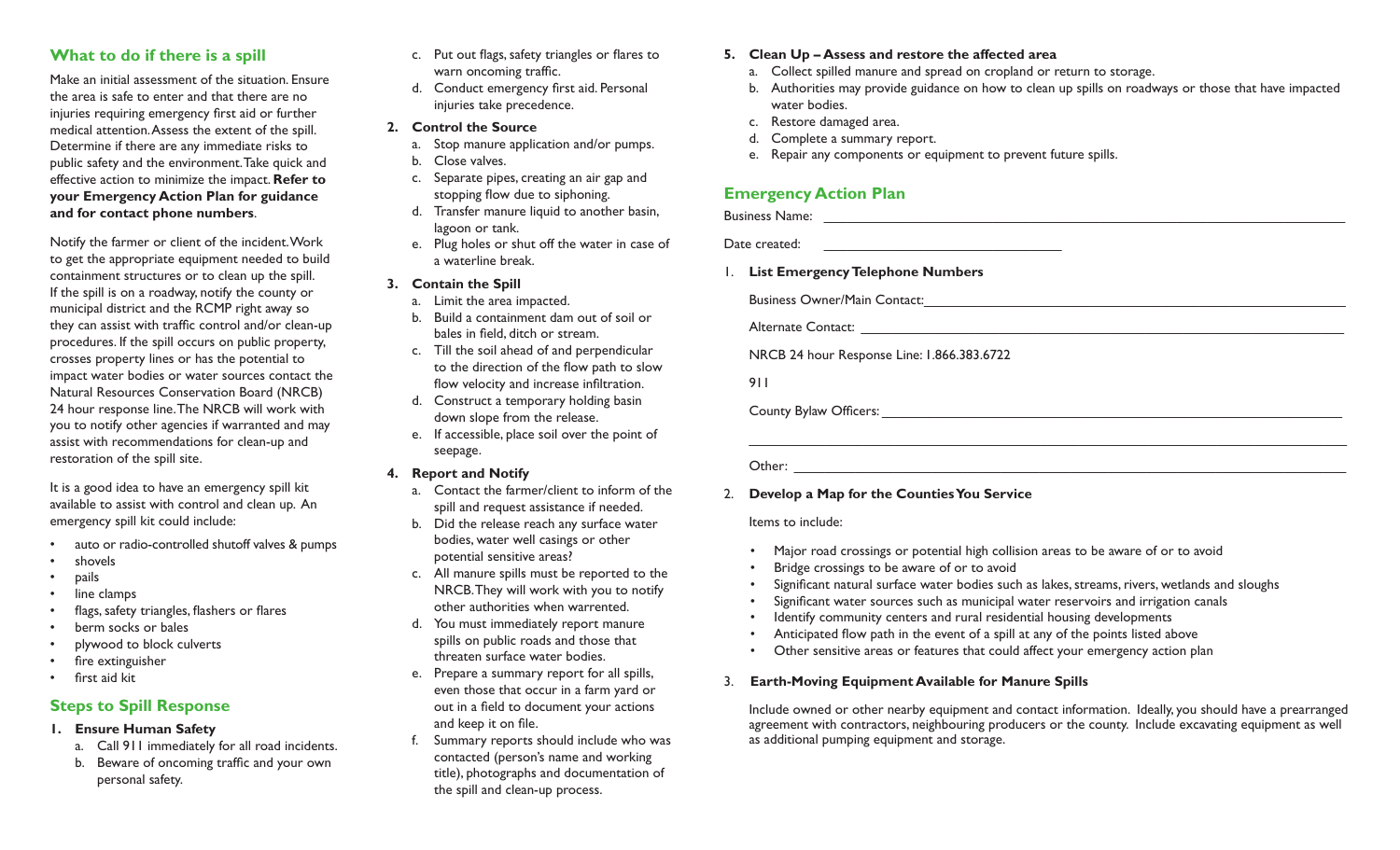## What to do if there is a spill

Make an initial assessment of the situation. Ensure the area is safe to enter and that there are no injuries requiring emergency first aid or further medical attention. Assess the extent of the spill. Determine if there are any immediate risks to public safety and the environment. Take quick and effective action to minimize the impact. **Refer to your Emergency Action Plan for guidance and for contact phone numbers**.

Notify the farmer or client of the incident. Work to get the appropriate equipment needed to build containment structures or to clean up the spill. If the spill is on a roadway, notify the county or municipal district and the RCMP right away so they can assist with traffic control and/or clean-up procedures. If the spill occurs on public property, crosses property lines or has the potential to impact water bodies or water sources contact the Natural Resources Conservation Board (NRCB) 24 hour response line. The NRCB will work with you to notify other agencies if warranted and may assist with recommendations for clean-up and restoration of the spill site.

It is a good idea to have an emergency spill kit available to assist with control and clean up. An emergency spill kit could include:

- auto or radio-controlled shutoff valves & pumps
- shovels
- pails
- line clamps
- flags, safety triangles, flashers or flares
- berm socks or bales
- plywood to block culverts
- fire extinguisher
- first aid kit

## Steps to Spill Response

1. **Ensure Human Safety**
   a. Call 911 immediately for all road incidents.
   b. Beware of oncoming traffic and your own personal safety.
   c. Put out flags, safety triangles or flares to warn oncoming traffic.
   d. Conduct emergency first aid. Personal injuries take precedence.

2. **Control the Source**
   a. Stop manure application and/or pumps.
   b. Close valves.
   c. Separate pipes, creating an air gap and stopping flow due to siphoning.
   d. Transfer manure liquid to another basin, lagoon or tank.
   e. Plug holes or shut off the water in case of a waterline break.

3. **Contain the Spill**
   a. Limit the area impacted.
   b. Build a containment dam out of soil or bales in field, ditch or stream.
   c. Till the soil ahead of and perpendicular to the direction of the flow path to slow flow velocity and increase infiltration.
   d. Construct a temporary holding basin down slope from the release.
   e. If accessible, place soil over the point of seepage.

4. **Report and Notify**
   a. Contact the farmer/client to inform of the spill and request assistance if needed.
   b. Did the release reach any surface water bodies, water well casings or other potential sensitive areas?
   c. All manure spills must be reported to the NRCB. They will work with you to notify other authorities when warrented.
   d. You must immediately report manure spills on public roads and those that threaten surface water bodies.
   e. Prepare a summary report for all spills, even those that occur in a farm yard or out in a field to document your actions and keep it on file.
   f. Summary reports should include who was contacted (person's name and working title), photographs and documentation of the spill and clean-up process.

5. **Clean Up – Assess and restore the affected area**
   a. Collect spilled manure and spread on cropland or return to storage.
   b. Authorities may provide guidance on how to clean up spills on roadways or those that have impacted water bodies.
   c. Restore damaged area.
   d. Complete a summary report.
   e. Repair any components or equipment to prevent future spills.

## Emergency Action Plan

Business Name: ______________________________

Date created: ______________________________

1. **List Emergency Telephone Numbers**

   Business Owner/Main Contact: ______________________________

   Alternate Contact: ______________________________

   NRCB 24 hour Response Line: 1.866.383.6722

   911

   County Bylaw Officers: ______________________________

   ______________________________

   Other: ______________________________

2. **Develop a Map for the Counties You Service**

   Items to include:

   - Major road crossings or potential high collision areas to be aware of or to avoid
   - Bridge crossings to be aware of or to avoid
   - Significant natural surface water bodies such as lakes, streams, rivers, wetlands and sloughs
   - Significant water sources such as municipal water reservoirs and irrigation canals
   - Identify community centers and rural residential housing developments
   - Anticipated flow path in the event of a spill at any of the points listed above
   - Other sensitive areas or features that could affect your emergency action plan

3. **Earth-Moving Equipment Available for Manure Spills**

   Include owned or other nearby equipment and contact information. Ideally, you should have a prearranged agreement with contractors, neighbouring producers or the county. Include excavating equipment as well as additional pumping equipment and storage.